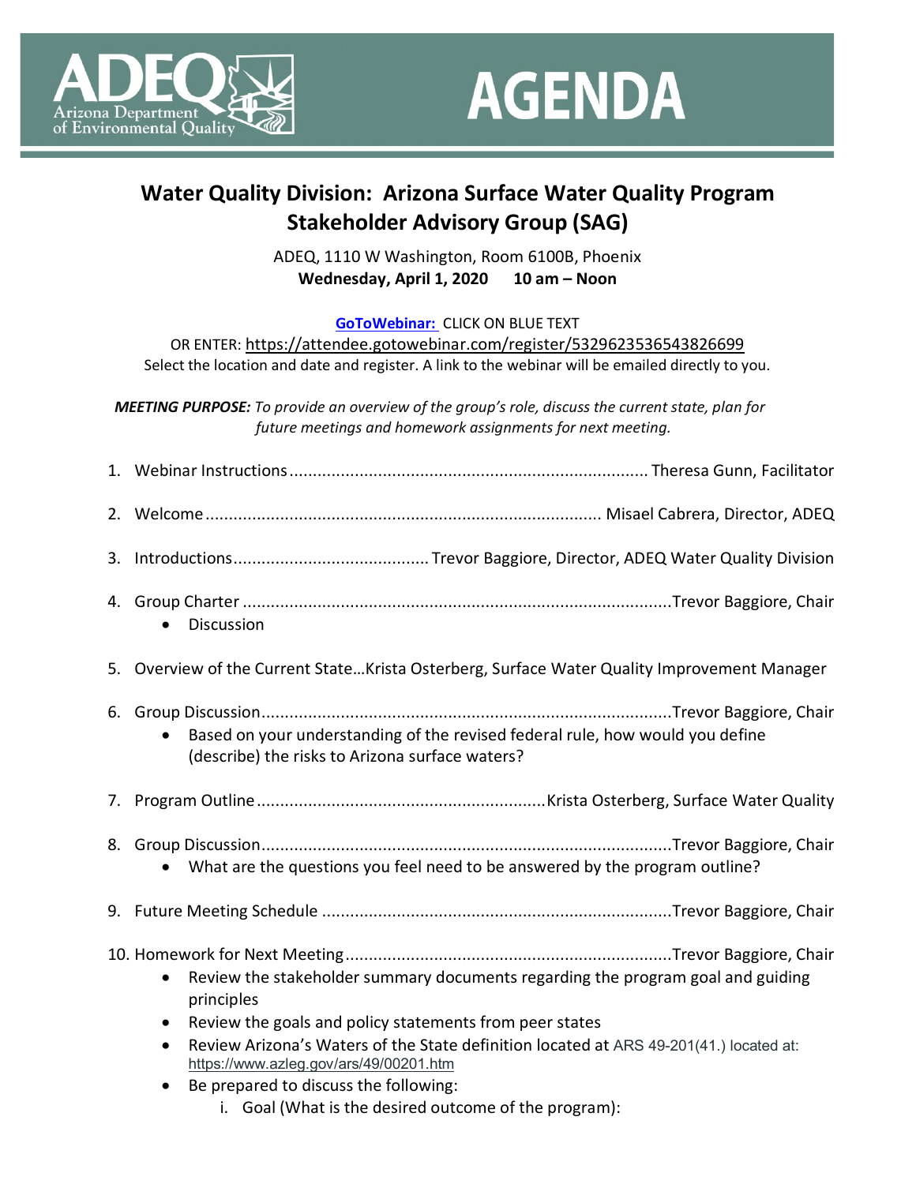# AGENDA

ADEQ Arizona Department of Environmental Quality

## Water Quality Division: Arizona Surface Water Quality Program Stakeholder Advisory Group (SAG)

ADEQ, 1110 W Washington, Room 6100B, Phoenix
**Wednesday, April 1, 2020 10 am – Noon**

**GoToWebinar:** CLICK ON BLUE TEXT
OR ENTER: https://attendee.gotowebinar.com/register/5329623536543826699
Select the location and date and register. A link to the webinar will be emailed directly to you.

***MEETING PURPOSE:*** *To provide an overview of the group's role, discuss the current state, plan for future meetings and homework assignments for next meeting.*

1. Webinar Instructions............................................................................ Theresa Gunn, Facilitator
2. Welcome.................................................................................... Misael Cabrera, Director, ADEQ
3. Introductions......................................... Trevor Baggiore, Director, ADEQ Water Quality Division
4. Group Charter ..........................................................................................Trevor Baggiore, Chair
   - Discussion
5. Overview of the Current State…Krista Osterberg, Surface Water Quality Improvement Manager
6. Group Discussion......................................................................................Trevor Baggiore, Chair
   - Based on your understanding of the revised federal rule, how would you define (describe) the risks to Arizona surface waters?
7. Program Outline............................................................Krista Osterberg, Surface Water Quality
8. Group Discussion......................................................................................Trevor Baggiore, Chair
   - What are the questions you feel need to be answered by the program outline?
9. Future Meeting Schedule .........................................................................Trevor Baggiore, Chair
10. Homework for Next Meeting....................................................................Trevor Baggiore, Chair
    - Review the stakeholder summary documents regarding the program goal and guiding principles
    - Review the goals and policy statements from peer states
    - Review Arizona's Waters of the State definition located at ARS 49-201(41.) located at: https://www.azleg.gov/ars/49/00201.htm
    - Be prepared to discuss the following:
       i. Goal (What is the desired outcome of the program):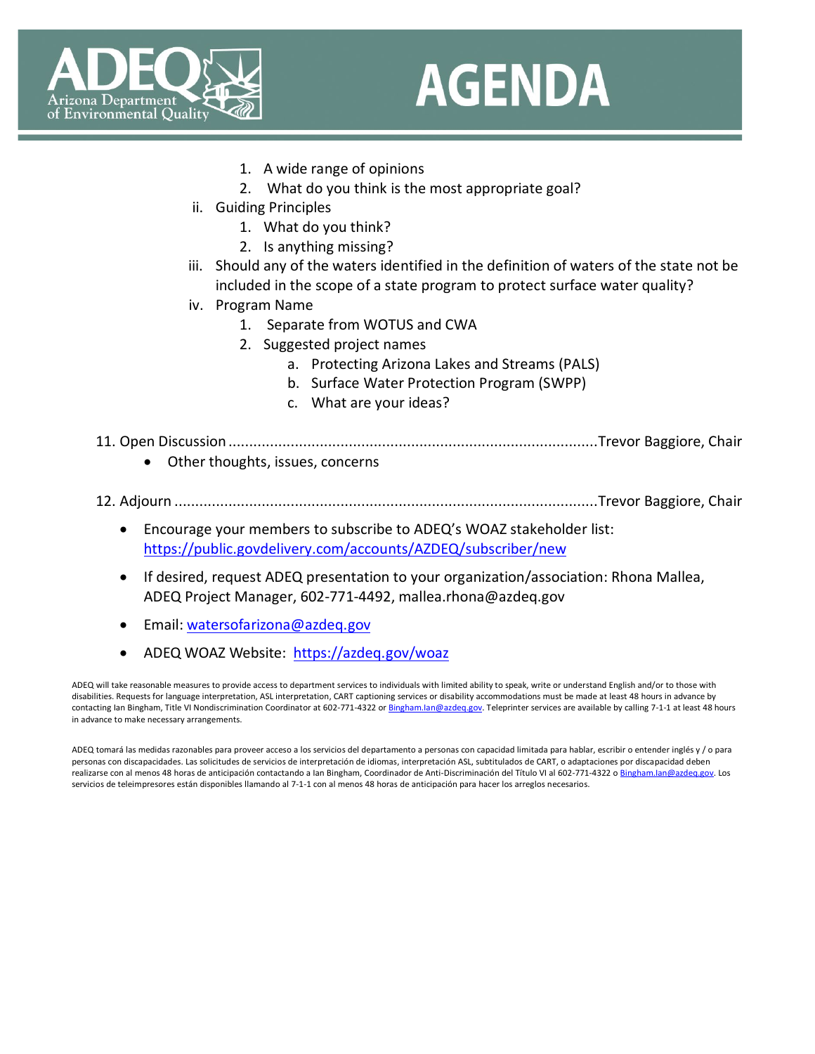1. A wide range of opinions
2. What do you think is the most appropriate goal?

ii. Guiding Principles

1. What do you think?
2. Is anything missing?

iii. Should any of the waters identified in the definition of waters of the state not be included in the scope of a state program to protect surface water quality?

iv. Program Name

1. Separate from WOTUS and CWA
2. Suggested project names
    a. Protecting Arizona Lakes and Streams (PALS)
    b. Surface Water Protection Program (SWPP)
    c. What are your ideas?

11. Open Discussion ........................................................................................Trevor Baggiore, Chair

- Other thoughts, issues, concerns

12. Adjourn .....................................................................................................Trevor Baggiore, Chair

- Encourage your members to subscribe to ADEQ's WOAZ stakeholder list: https://public.govdelivery.com/accounts/AZDEQ/subscriber/new
- If desired, request ADEQ presentation to your organization/association: Rhona Mallea, ADEQ Project Manager, 602-771-4492, mallea.rhona@azdeq.gov
- Email: watersofarizona@azdeq.gov
- ADEQ WOAZ Website: https://azdeq.gov/woaz

ADEQ will take reasonable measures to provide access to department services to individuals with limited ability to speak, write or understand English and/or to those with disabilities. Requests for language interpretation, ASL interpretation, CART captioning services or disability accommodations must be made at least 48 hours in advance by contacting Ian Bingham, Title VI Nondiscrimination Coordinator at 602-771-4322 or Bingham.Ian@azdeq.gov. Teleprinter services are available by calling 7-1-1 at least 48 hours in advance to make necessary arrangements.

ADEQ tomará las medidas razonables para proveer acceso a los servicios del departamento a personas con capacidad limitada para hablar, escribir o entender inglés y / o para personas con discapacidades. Las solicitudes de servicios de interpretación de idiomas, interpretación ASL, subtitulados de CART, o adaptaciones por discapacidad deben realizarse con al menos 48 horas de anticipación contactando a Ian Bingham, Coordinador de Anti-Discriminación del Título VI al 602-771-4322 o Bingham.Ian@azdeq.gov. Los servicios de teleimpresores están disponibles llamando al 7-1-1 con al menos 48 horas de anticipación para hacer los arreglos necesarios.